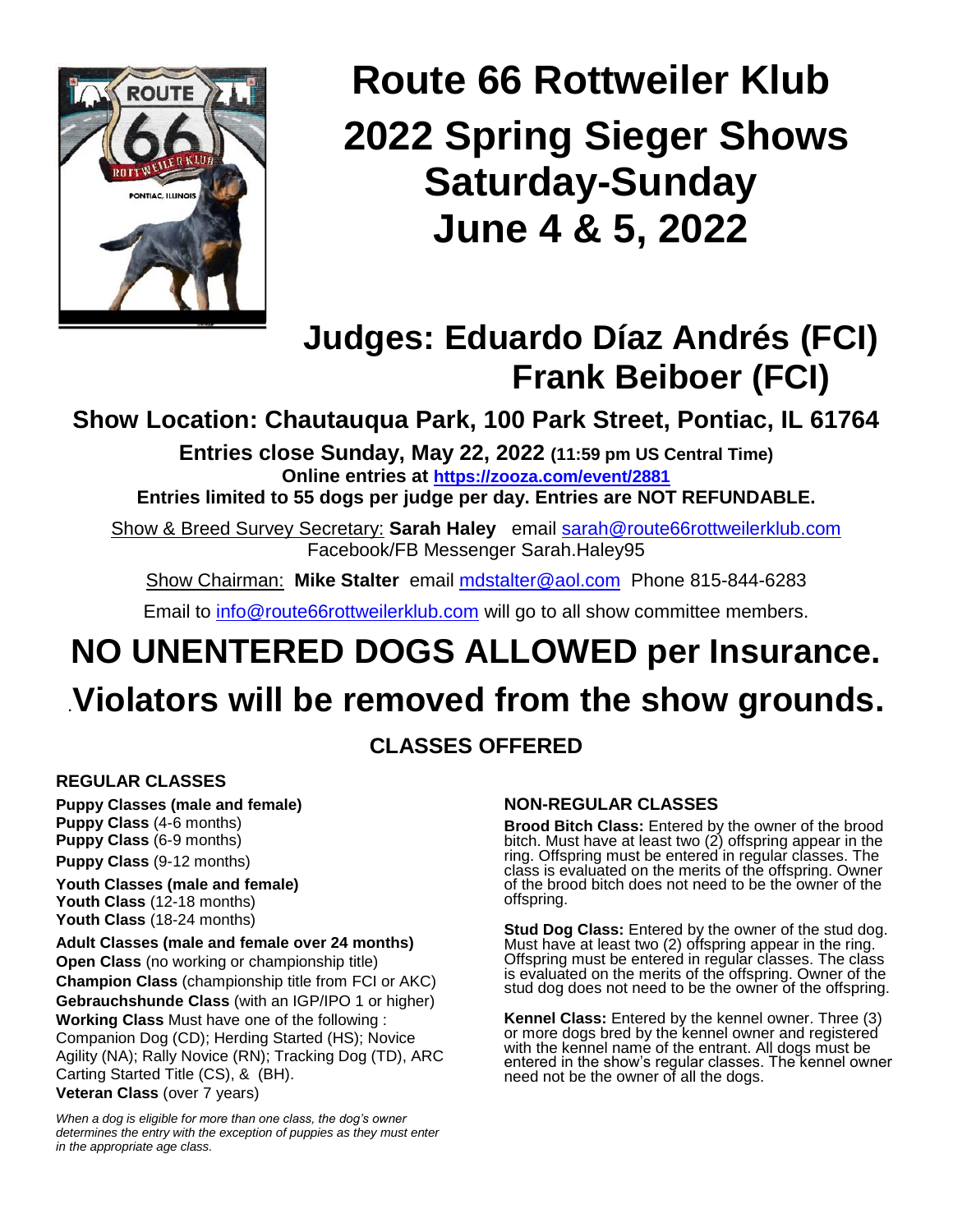# Route 66 Rottweiler Klub
# 2022 Spring Sieger Shows
# Saturday-Sunday
# June 4 & 5, 2022

## Judges: Eduardo Díaz Andrés (FCI)
## Frank Beiboer (FCI)

### Show Location: Chautauqua Park, 100 Park Street, Pontiac, IL 61764

**Entries close Sunday, May 22, 2022 (11:59 pm US Central Time)**
**Online entries at https://zooza.com/event/2881**
**Entries limited to 55 dogs per judge per day. Entries are NOT REFUNDABLE.**

Show & Breed Survey Secretary: **Sarah Haley** email sarah@route66rottweilerklub.com
Facebook/FB Messenger Sarah.Haley95

Show Chairman: **Mike Stalter** email mdstalter@aol.com Phone 815-844-6283

Email to info@route66rottweilerklub.com will go to all show committee members.

# NO UNENTERED DOGS ALLOWED per Insurance.
# Violators will be removed from the show grounds.

## CLASSES OFFERED

### REGULAR CLASSES

**Puppy Classes (male and female)**
**Puppy Class** (4-6 months)
**Puppy Class** (6-9 months)
**Puppy Class** (9-12 months)

**Youth Classes (male and female)**
**Youth Class** (12-18 months)
**Youth Class** (18-24 months)

**Adult Classes (male and female over 24 months)**
**Open Class** (no working or championship title)
**Champion Class** (championship title from FCI or AKC)
**Gebrauchshunde Class** (with an IGP/IPO 1 or higher)
**Working Class** Must have one of the following : Companion Dog (CD); Herding Started (HS); Novice Agility (NA); Rally Novice (RN); Tracking Dog (TD), ARC Carting Started Title (CS), & (BH).
**Veteran Class** (over 7 years)

*When a dog is eligible for more than one class, the dog's owner determines the entry with the exception of puppies as they must enter in the appropriate age class.*

### NON-REGULAR CLASSES

**Brood Bitch Class:** Entered by the owner of the brood bitch. Must have at least two (2) offspring appear in the ring. Offspring must be entered in regular classes. The class is evaluated on the merits of the offspring. Owner of the brood bitch does not need to be the owner of the offspring.

**Stud Dog Class:** Entered by the owner of the stud dog. Must have at least two (2) offspring appear in the ring. Offspring must be entered in regular classes. The class is evaluated on the merits of the offspring. Owner of the stud dog does not need to be the owner of the offspring.

**Kennel Class:** Entered by the kennel owner. Three (3) or more dogs bred by the kennel owner and registered with the kennel name of the entrant. All dogs must be entered in the show's regular classes. The kennel owner need not be the owner of all the dogs.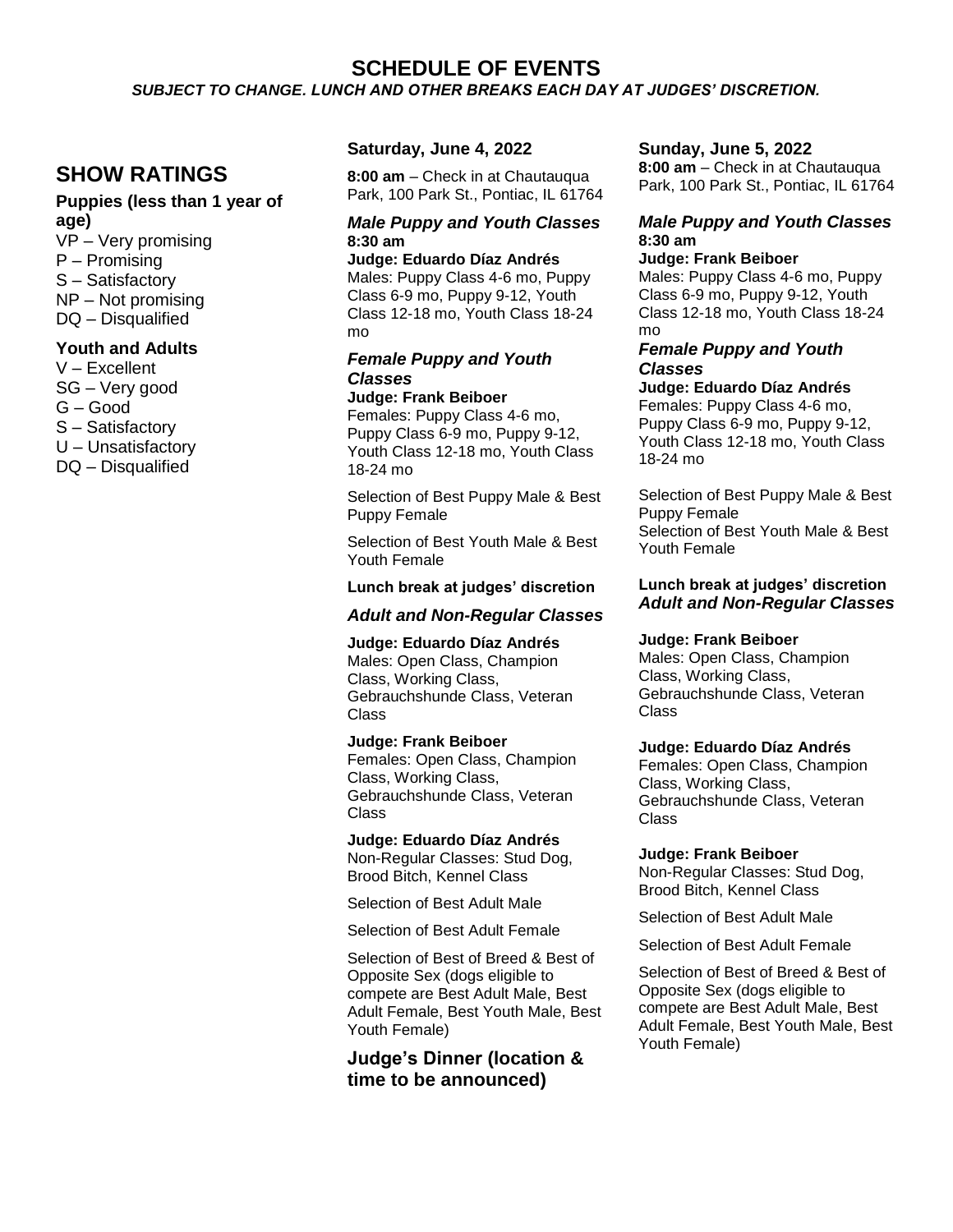# SCHEDULE OF EVENTS

***SUBJECT TO CHANGE. LUNCH AND OTHER BREAKS EACH DAY AT JUDGES' DISCRETION.***

## SHOW RATINGS

**Puppies (less than 1 year of age)**

VP – Very promising
P – Promising
S – Satisfactory
NP – Not promising
DQ – Disqualified

**Youth and Adults**

V – Excellent
SG – Very good
G – Good
S – Satisfactory
U – Unsatisfactory
DQ – Disqualified

### Saturday, June 4, 2022

**8:00 am** – Check in at Chautauqua Park, 100 Park St., Pontiac, IL 61764

***Male Puppy and Youth Classes***
**8:30 am**
**Judge: Eduardo Díaz Andrés**
Males: Puppy Class 4-6 mo, Puppy Class 6-9 mo, Puppy 9-12, Youth Class 12-18 mo, Youth Class 18-24 mo

***Female Puppy and Youth Classes***
**Judge: Frank Beiboer**
Females: Puppy Class 4-6 mo, Puppy Class 6-9 mo, Puppy 9-12, Youth Class 12-18 mo, Youth Class 18-24 mo

Selection of Best Puppy Male & Best Puppy Female

Selection of Best Youth Male & Best Youth Female

**Lunch break at judges' discretion**

***Adult and Non-Regular Classes***

**Judge: Eduardo Díaz Andrés**
Males: Open Class, Champion Class, Working Class, Gebrauchshunde Class, Veteran Class

**Judge: Frank Beiboer**
Females: Open Class, Champion Class, Working Class, Gebrauchshunde Class, Veteran Class

**Judge: Eduardo Díaz Andrés**
Non-Regular Classes: Stud Dog, Brood Bitch, Kennel Class

Selection of Best Adult Male

Selection of Best Adult Female

Selection of Best of Breed & Best of Opposite Sex (dogs eligible to compete are Best Adult Male, Best Adult Female, Best Youth Male, Best Youth Female)

**Judge's Dinner (location & time to be announced)**

### Sunday, June 5, 2022

**8:00 am** – Check in at Chautauqua Park, 100 Park St., Pontiac, IL 61764

***Male Puppy and Youth Classes***
**8:30 am**
**Judge: Frank Beiboer**
Males: Puppy Class 4-6 mo, Puppy Class 6-9 mo, Puppy 9-12, Youth Class 12-18 mo, Youth Class 18-24 mo

***Female Puppy and Youth Classes***
**Judge: Eduardo Díaz Andrés**
Females: Puppy Class 4-6 mo, Puppy Class 6-9 mo, Puppy 9-12, Youth Class 12-18 mo, Youth Class 18-24 mo

Selection of Best Puppy Male & Best Puppy Female
Selection of Best Youth Male & Best Youth Female

**Lunch break at judges' discretion**
***Adult and Non-Regular Classes***

**Judge: Frank Beiboer**
Males: Open Class, Champion Class, Working Class, Gebrauchshunde Class, Veteran Class

**Judge: Eduardo Díaz Andrés**
Females: Open Class, Champion Class, Working Class, Gebrauchshunde Class, Veteran Class

**Judge: Frank Beiboer**
Non-Regular Classes: Stud Dog, Brood Bitch, Kennel Class

Selection of Best Adult Male

Selection of Best Adult Female

Selection of Best of Breed & Best of Opposite Sex (dogs eligible to compete are Best Adult Male, Best Adult Female, Best Youth Male, Best Youth Female)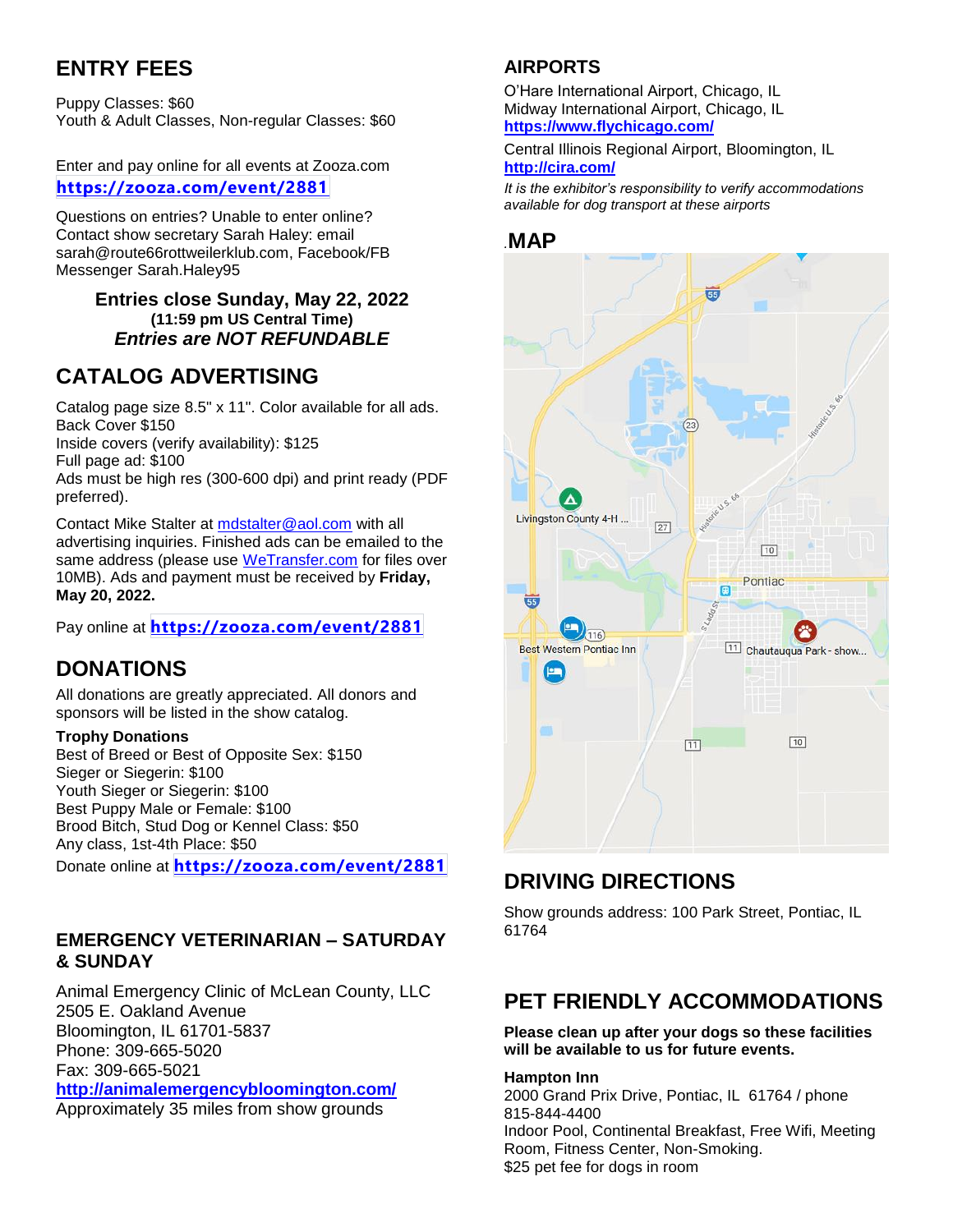## ENTRY FEES

Puppy Classes: $60
Youth & Adult Classes, Non-regular Classes: $60

Enter and pay online for all events at Zooza.com
**https://zooza.com/event/2881**

Questions on entries? Unable to enter online? Contact show secretary Sarah Haley: email sarah@route66rottweilerklub.com, Facebook/FB Messenger Sarah.Haley95

**Entries close Sunday, May 22, 2022**
**(11:59 pm US Central Time)**
***Entries are NOT REFUNDABLE***

## CATALOG ADVERTISING

Catalog page size 8.5" x 11". Color available for all ads.
Back Cover $150
Inside covers (verify availability): $125
Full page ad: $100
Ads must be high res (300-600 dpi) and print ready (PDF preferred).

Contact Mike Stalter at mdstalter@aol.com with all advertising inquiries. Finished ads can be emailed to the same address (please use WeTransfer.com for files over 10MB). Ads and payment must be received by **Friday, May 20, 2022.**

Pay online at **https://zooza.com/event/2881**

## DONATIONS

All donations are greatly appreciated. All donors and sponsors will be listed in the show catalog.

**Trophy Donations**
Best of Breed or Best of Opposite Sex: $150
Sieger or Siegerin: $100
Youth Sieger or Siegerin: $100
Best Puppy Male or Female: $100
Brood Bitch, Stud Dog or Kennel Class: $50
Any class, 1st-4th Place: $50
Donate online at **https://zooza.com/event/2881**

### EMERGENCY VETERINARIAN – SATURDAY & SUNDAY

Animal Emergency Clinic of McLean County, LLC
2505 E. Oakland Avenue
Bloomington, IL 61701-5837
Phone: 309-665-5020
Fax: 309-665-5021
**http://animalemergencybloomington.com/**
Approximately 35 miles from show grounds

### AIRPORTS

O'Hare International Airport, Chicago, IL
Midway International Airport, Chicago, IL
**https://www.flychicago.com/**

Central Illinois Regional Airport, Bloomington, IL
**http://cira.com/**

*It is the exhibitor's responsibility to verify accommodations available for dog transport at these airports*

## MAP

## DRIVING DIRECTIONS

Show grounds address: 100 Park Street, Pontiac, IL 61764

## PET FRIENDLY ACCOMMODATIONS

**Please clean up after your dogs so these facilities will be available to us for future events.**

**Hampton Inn**
2000 Grand Prix Drive, Pontiac, IL 61764 / phone 815-844-4400
Indoor Pool, Continental Breakfast, Free Wifi, Meeting Room, Fitness Center, Non-Smoking.
$25 pet fee for dogs in room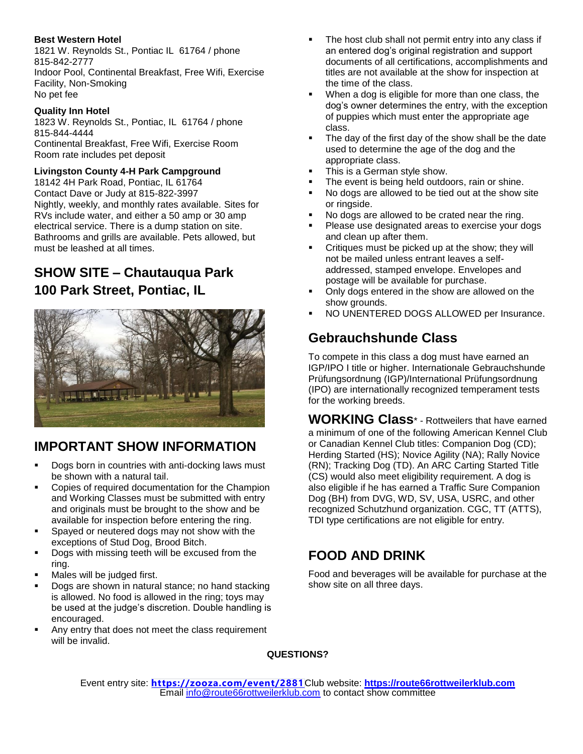**Best Western Hotel**
1821 W. Reynolds St., Pontiac IL 61764 / phone 815-842-2777
Indoor Pool, Continental Breakfast, Free Wifi, Exercise Facility, Non-Smoking
No pet fee

**Quality Inn Hotel**
1823 W. Reynolds St., Pontiac, IL 61764 / phone 815-844-4444
Continental Breakfast, Free Wifi, Exercise Room
Room rate includes pet deposit

**Livingston County 4-H Park Campground**
18142 4H Park Road, Pontiac, IL 61764
Contact Dave or Judy at 815-822-3997
Nightly, weekly, and monthly rates available. Sites for RVs include water, and either a 50 amp or 30 amp electrical service. There is a dump station on site. Bathrooms and grills are available. Pets allowed, but must be leashed at all times.

## SHOW SITE – Chautauqua Park
## 100 Park Street, Pontiac, IL

## IMPORTANT SHOW INFORMATION

- Dogs born in countries with anti-docking laws must be shown with a natural tail.
- Copies of required documentation for the Champion and Working Classes must be submitted with entry and originals must be brought to the show and be available for inspection before entering the ring.
- Spayed or neutered dogs may not show with the exceptions of Stud Dog, Brood Bitch.
- Dogs with missing teeth will be excused from the ring.
- Males will be judged first.
- Dogs are shown in natural stance; no hand stacking is allowed. No food is allowed in the ring; toys may be used at the judge's discretion. Double handling is encouraged.
- Any entry that does not meet the class requirement will be invalid.
- The host club shall not permit entry into any class if an entered dog's original registration and support documents of all certifications, accomplishments and titles are not available at the show for inspection at the time of the class.
- When a dog is eligible for more than one class, the dog's owner determines the entry, with the exception of puppies which must enter the appropriate age class.
- The day of the first day of the show shall be the date used to determine the age of the dog and the appropriate class.
- This is a German style show.
- The event is being held outdoors, rain or shine.
- No dogs are allowed to be tied out at the show site or ringside.
- No dogs are allowed to be crated near the ring.
- Please use designated areas to exercise your dogs and clean up after them.
- Critiques must be picked up at the show; they will not be mailed unless entrant leaves a self-addressed, stamped envelope. Envelopes and postage will be available for purchase.
- Only dogs entered in the show are allowed on the show grounds.
- NO UNENTERED DOGS ALLOWED per Insurance.

## Gebrauchshunde Class

To compete in this class a dog must have earned an IGP/IPO I title or higher. Internationale Gebrauchshunde Prüfungsordnung (IGP)/International Prüfungsordnung (IPO) are internationally recognized temperament tests for the working breeds.

**WORKING Class*** - Rottweilers that have earned a minimum of one of the following American Kennel Club or Canadian Kennel Club titles: Companion Dog (CD); Herding Started (HS); Novice Agility (NA); Rally Novice (RN); Tracking Dog (TD). An ARC Carting Started Title (CS) would also meet eligibility requirement. A dog is also eligible if he has earned a Traffic Sure Companion Dog (BH) from DVG, WD, SV, USA, USRC, and other recognized Schutzhund organization. CGC, TT (ATTS), TDI type certifications are not eligible for entry.

## FOOD AND DRINK

Food and beverages will be available for purchase at the show site on all three days.

**QUESTIONS?**

Event entry site: **https://zooza.com/event/2881** Club website: **https://route66rottweilerklub.com**
Email info@route66rottweilerklub.com to contact show committee